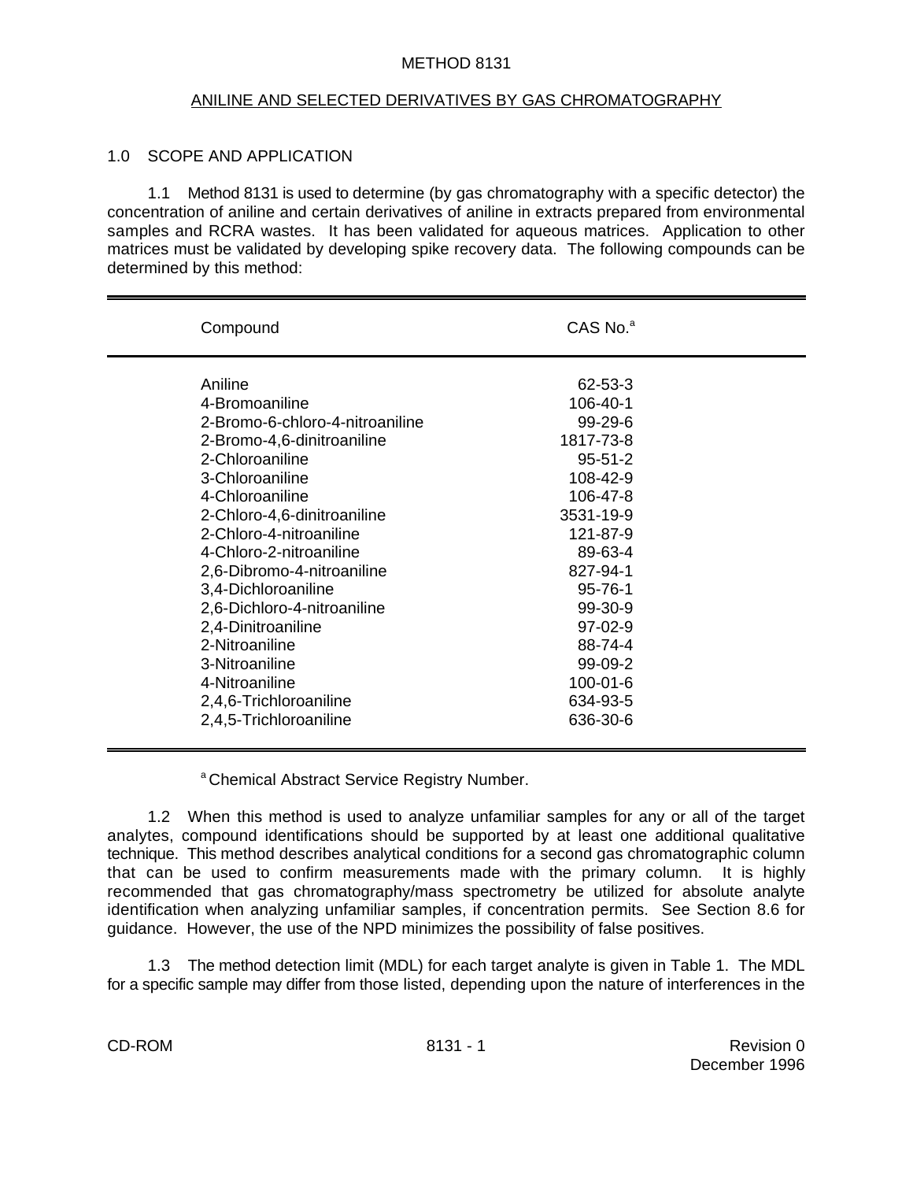# METHOD 8131

## ANILINE AND SELECTED DERIVATIVES BY GAS CHROMATOGRAPHY

### 1.0 SCOPE AND APPLICATION

1.1 Method 8131 is used to determine (by gas chromatography with a specific detector) the concentration of aniline and certain derivatives of aniline in extracts prepared from environmental samples and RCRA wastes. It has been validated for aqueous matrices. Application to other matrices must be validated by developing spike recovery data. The following compounds can be determined by this method:

| Compound | CAS No.[a] |
|---|---|
| Aniline | 62-53-3 |
| 4-Bromoaniline | 106-40-1 |
| 2-Bromo-6-chloro-4-nitroaniline | 99-29-6 |
| 2-Bromo-4,6-dinitroaniline | 1817-73-8 |
| 2-Chloroaniline | 95-51-2 |
| 3-Chloroaniline | 108-42-9 |
| 4-Chloroaniline | 106-47-8 |
| 2-Chloro-4,6-dinitroaniline | 3531-19-9 |
| 2-Chloro-4-nitroaniline | 121-87-9 |
| 4-Chloro-2-nitroaniline | 89-63-4 |
| 2,6-Dibromo-4-nitroaniline | 827-94-1 |
| 3,4-Dichloroaniline | 95-76-1 |
| 2,6-Dichloro-4-nitroaniline | 99-30-9 |
| 2,4-Dinitroaniline | 97-02-9 |
| 2-Nitroaniline | 88-74-4 |
| 3-Nitroaniline | 99-09-2 |
| 4-Nitroaniline | 100-01-6 |
| 2,4,6-Trichloroaniline | 634-93-5 |
| 2,4,5-Trichloroaniline | 636-30-6 |

[a] Chemical Abstract Service Registry Number.

1.2 When this method is used to analyze unfamiliar samples for any or all of the target analytes, compound identifications should be supported by at least one additional qualitative technique. This method describes analytical conditions for a second gas chromatographic column that can be used to confirm measurements made with the primary column. It is highly recommended that gas chromatography/mass spectrometry be utilized for absolute analyte identification when analyzing unfamiliar samples, if concentration permits. See Section 8.6 for guidance. However, the use of the NPD minimizes the possibility of false positives.

1.3 The method detection limit (MDL) for each target analyte is given in Table 1. The MDL for a specific sample may differ from those listed, depending upon the nature of interferences in the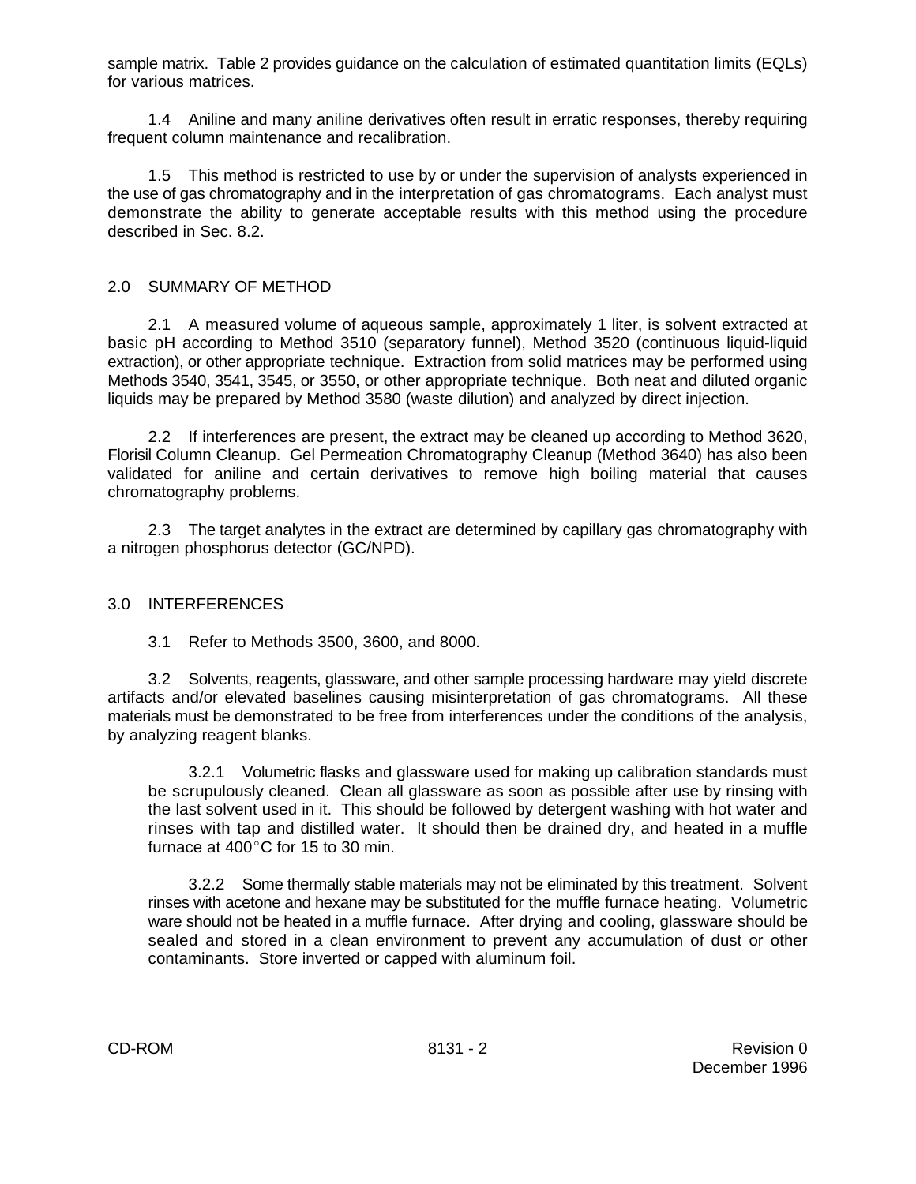sample matrix. Table 2 provides guidance on the calculation of estimated quantitation limits (EQLs) for various matrices.

1.4 Aniline and many aniline derivatives often result in erratic responses, thereby requiring frequent column maintenance and recalibration.

1.5 This method is restricted to use by or under the supervision of analysts experienced in the use of gas chromatography and in the interpretation of gas chromatograms. Each analyst must demonstrate the ability to generate acceptable results with this method using the procedure described in Sec. 8.2.

## 2.0 SUMMARY OF METHOD

2.1 A measured volume of aqueous sample, approximately 1 liter, is solvent extracted at basic pH according to Method 3510 (separatory funnel), Method 3520 (continuous liquid-liquid extraction), or other appropriate technique. Extraction from solid matrices may be performed using Methods 3540, 3541, 3545, or 3550, or other appropriate technique. Both neat and diluted organic liquids may be prepared by Method 3580 (waste dilution) and analyzed by direct injection.

2.2 If interferences are present, the extract may be cleaned up according to Method 3620, Florisil Column Cleanup. Gel Permeation Chromatography Cleanup (Method 3640) has also been validated for aniline and certain derivatives to remove high boiling material that causes chromatography problems.

2.3 The target analytes in the extract are determined by capillary gas chromatography with a nitrogen phosphorus detector (GC/NPD).

## 3.0 INTERFERENCES

3.1 Refer to Methods 3500, 3600, and 8000.

3.2 Solvents, reagents, glassware, and other sample processing hardware may yield discrete artifacts and/or elevated baselines causing misinterpretation of gas chromatograms. All these materials must be demonstrated to be free from interferences under the conditions of the analysis, by analyzing reagent blanks.

3.2.1 Volumetric flasks and glassware used for making up calibration standards must be scrupulously cleaned. Clean all glassware as soon as possible after use by rinsing with the last solvent used in it. This should be followed by detergent washing with hot water and rinses with tap and distilled water. It should then be drained dry, and heated in a muffle furnace at 400°C for 15 to 30 min.

3.2.2 Some thermally stable materials may not be eliminated by this treatment. Solvent rinses with acetone and hexane may be substituted for the muffle furnace heating. Volumetric ware should not be heated in a muffle furnace. After drying and cooling, glassware should be sealed and stored in a clean environment to prevent any accumulation of dust or other contaminants. Store inverted or capped with aluminum foil.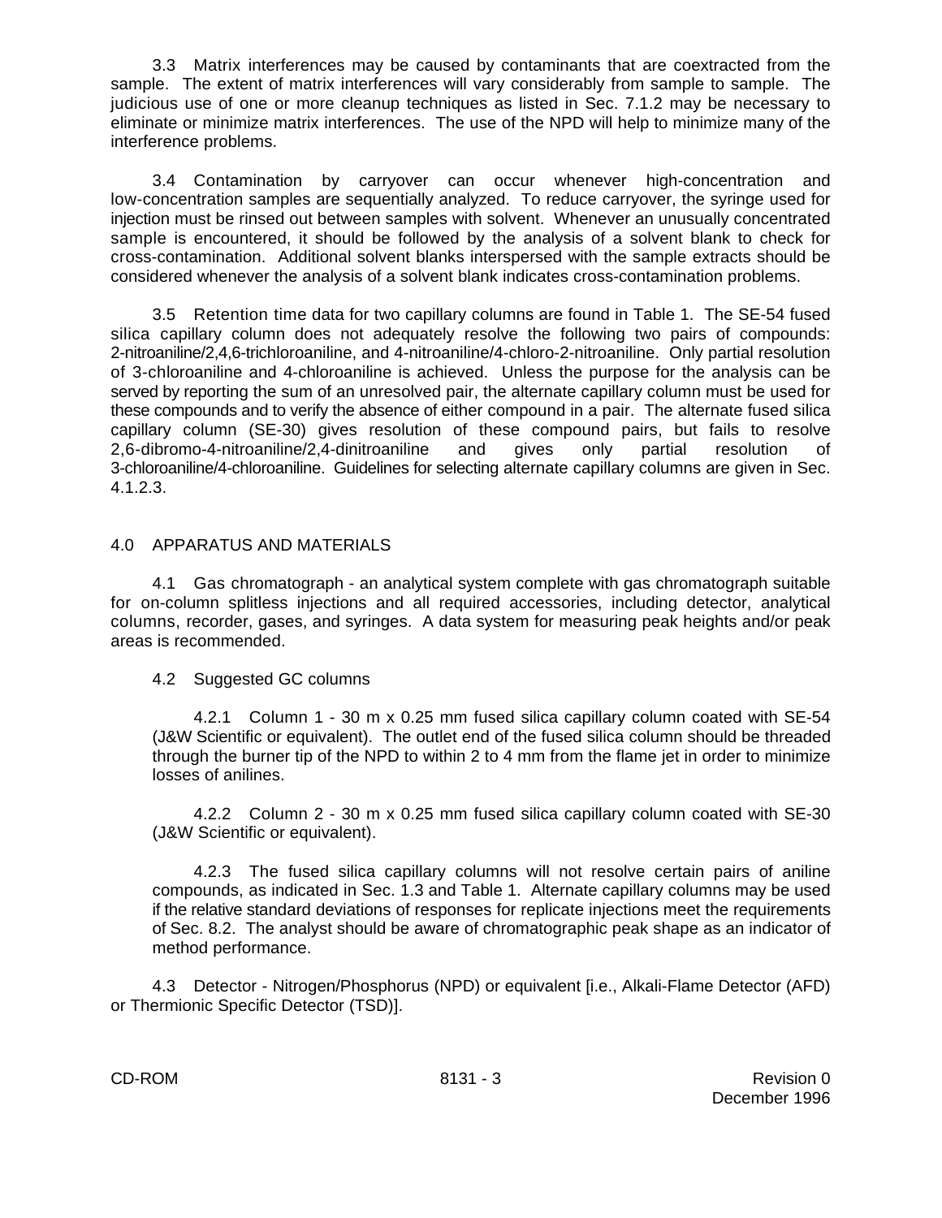3.3 Matrix interferences may be caused by contaminants that are coextracted from the sample. The extent of matrix interferences will vary considerably from sample to sample. The judicious use of one or more cleanup techniques as listed in Sec. 7.1.2 may be necessary to eliminate or minimize matrix interferences. The use of the NPD will help to minimize many of the interference problems.

3.4 Contamination by carryover can occur whenever high-concentration and low-concentration samples are sequentially analyzed. To reduce carryover, the syringe used for injection must be rinsed out between samples with solvent. Whenever an unusually concentrated sample is encountered, it should be followed by the analysis of a solvent blank to check for cross-contamination. Additional solvent blanks interspersed with the sample extracts should be considered whenever the analysis of a solvent blank indicates cross-contamination problems.

3.5 Retention time data for two capillary columns are found in Table 1. The SE-54 fused silica capillary column does not adequately resolve the following two pairs of compounds: 2-nitroaniline/2,4,6-trichloroaniline, and 4-nitroaniline/4-chloro-2-nitroaniline. Only partial resolution of 3-chloroaniline and 4-chloroaniline is achieved. Unless the purpose for the analysis can be served by reporting the sum of an unresolved pair, the alternate capillary column must be used for these compounds and to verify the absence of either compound in a pair. The alternate fused silica capillary column (SE-30) gives resolution of these compound pairs, but fails to resolve 2,6-dibromo-4-nitroaniline/2,4-dinitroaniline and gives only partial resolution of 3-chloroaniline/4-chloroaniline. Guidelines for selecting alternate capillary columns are given in Sec. 4.1.2.3.

## 4.0 APPARATUS AND MATERIALS

4.1 Gas chromatograph - an analytical system complete with gas chromatograph suitable for on-column splitless injections and all required accessories, including detector, analytical columns, recorder, gases, and syringes. A data system for measuring peak heights and/or peak areas is recommended.

4.2 Suggested GC columns

4.2.1 Column 1 - 30 m x 0.25 mm fused silica capillary column coated with SE-54 (J&W Scientific or equivalent). The outlet end of the fused silica column should be threaded through the burner tip of the NPD to within 2 to 4 mm from the flame jet in order to minimize losses of anilines.

4.2.2 Column 2 - 30 m x 0.25 mm fused silica capillary column coated with SE-30 (J&W Scientific or equivalent).

4.2.3 The fused silica capillary columns will not resolve certain pairs of aniline compounds, as indicated in Sec. 1.3 and Table 1. Alternate capillary columns may be used if the relative standard deviations of responses for replicate injections meet the requirements of Sec. 8.2. The analyst should be aware of chromatographic peak shape as an indicator of method performance.

4.3 Detector - Nitrogen/Phosphorus (NPD) or equivalent [i.e., Alkali-Flame Detector (AFD) or Thermionic Specific Detector (TSD)].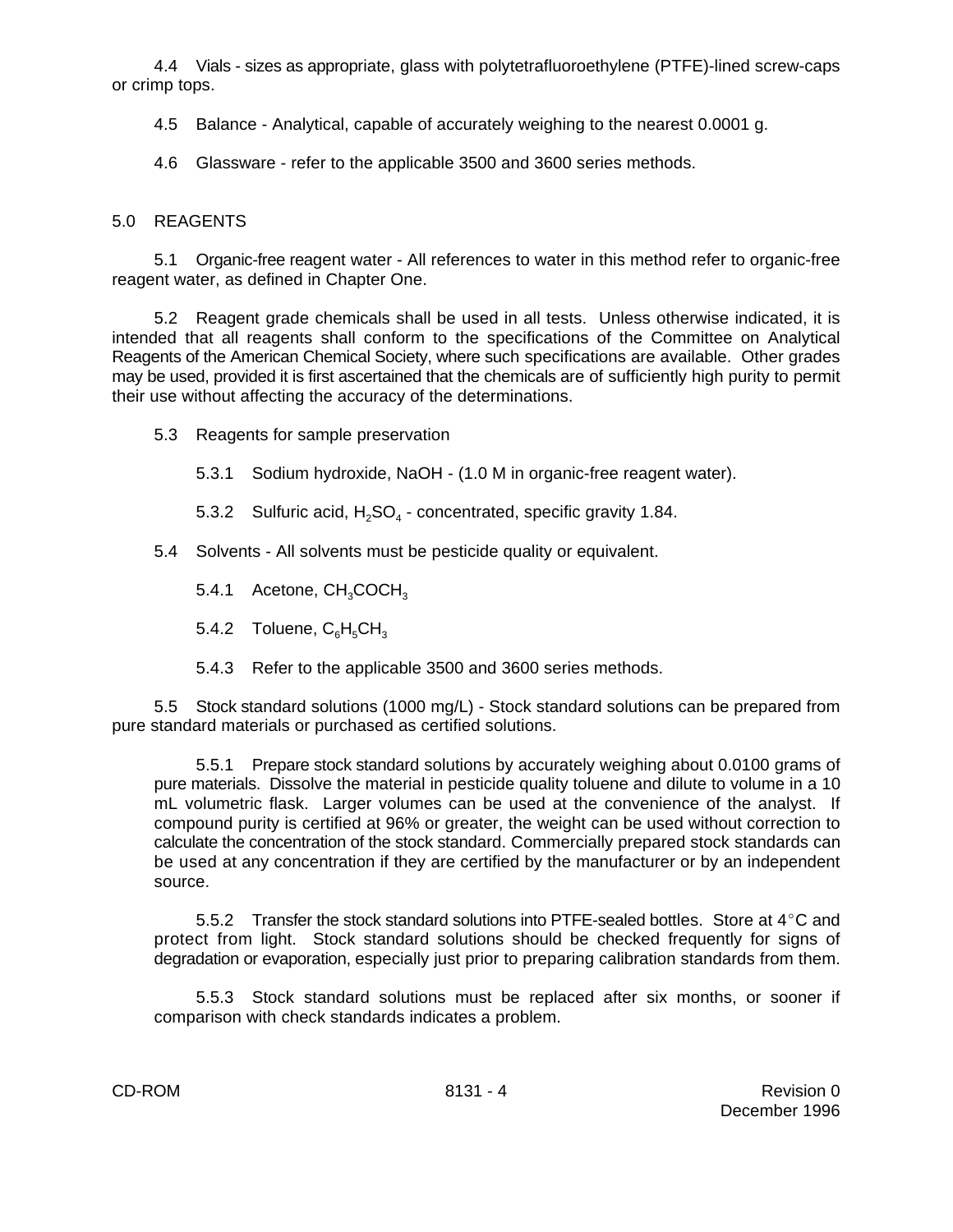4.4 Vials - sizes as appropriate, glass with polytetrafluoroethylene (PTFE)-lined screw-caps or crimp tops.

4.5 Balance - Analytical, capable of accurately weighing to the nearest 0.0001 g.

4.6 Glassware - refer to the applicable 3500 and 3600 series methods.

## 5.0 REAGENTS

5.1 Organic-free reagent water - All references to water in this method refer to organic-free reagent water, as defined in Chapter One.

5.2 Reagent grade chemicals shall be used in all tests. Unless otherwise indicated, it is intended that all reagents shall conform to the specifications of the Committee on Analytical Reagents of the American Chemical Society, where such specifications are available. Other grades may be used, provided it is first ascertained that the chemicals are of sufficiently high purity to permit their use without affecting the accuracy of the determinations.

5.3 Reagents for sample preservation

5.3.1 Sodium hydroxide, NaOH - (1.0 M in organic-free reagent water).

5.3.2 Sulfuric acid, $H_2SO_4$ - concentrated, specific gravity 1.84.

5.4 Solvents - All solvents must be pesticide quality or equivalent.

5.4.1 Acetone, $CH_3COCH_3$

5.4.2 Toluene, $C_6H_5CH_3$

5.4.3 Refer to the applicable 3500 and 3600 series methods.

5.5 Stock standard solutions (1000 mg/L) - Stock standard solutions can be prepared from pure standard materials or purchased as certified solutions.

5.5.1 Prepare stock standard solutions by accurately weighing about 0.0100 grams of pure materials. Dissolve the material in pesticide quality toluene and dilute to volume in a 10 mL volumetric flask. Larger volumes can be used at the convenience of the analyst. If compound purity is certified at 96% or greater, the weight can be used without correction to calculate the concentration of the stock standard. Commercially prepared stock standards can be used at any concentration if they are certified by the manufacturer or by an independent source.

5.5.2 Transfer the stock standard solutions into PTFE-sealed bottles. Store at 4°C and protect from light. Stock standard solutions should be checked frequently for signs of degradation or evaporation, especially just prior to preparing calibration standards from them.

5.5.3 Stock standard solutions must be replaced after six months, or sooner if comparison with check standards indicates a problem.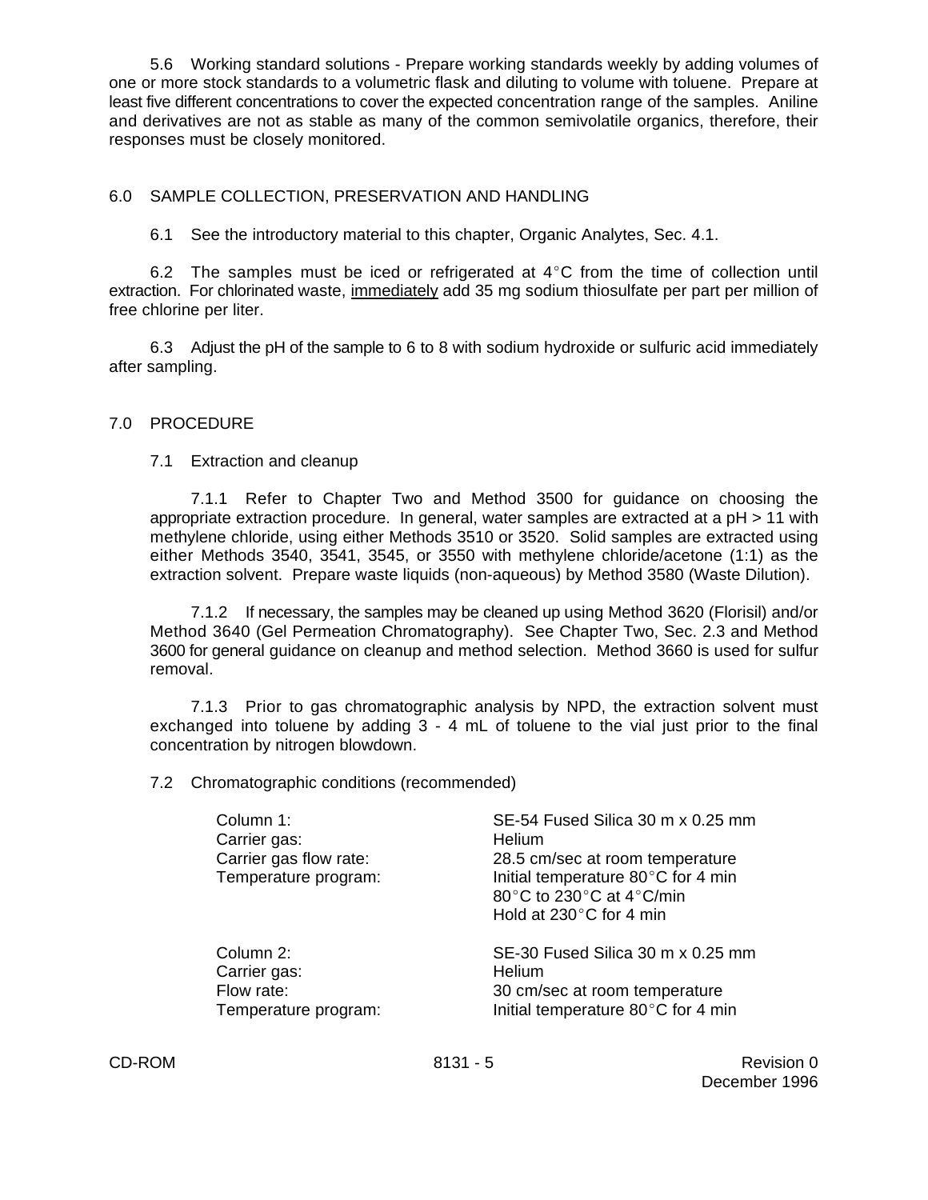5.6 Working standard solutions - Prepare working standards weekly by adding volumes of one or more stock standards to a volumetric flask and diluting to volume with toluene. Prepare at least five different concentrations to cover the expected concentration range of the samples. Aniline and derivatives are not as stable as many of the common semivolatile organics, therefore, their responses must be closely monitored.

## 6.0 SAMPLE COLLECTION, PRESERVATION AND HANDLING

6.1 See the introductory material to this chapter, Organic Analytes, Sec. 4.1.

6.2 The samples must be iced or refrigerated at 4°C from the time of collection until extraction. For chlorinated waste, immediately add 35 mg sodium thiosulfate per part per million of free chlorine per liter.

6.3 Adjust the pH of the sample to 6 to 8 with sodium hydroxide or sulfuric acid immediately after sampling.

## 7.0 PROCEDURE

7.1 Extraction and cleanup

7.1.1 Refer to Chapter Two and Method 3500 for guidance on choosing the appropriate extraction procedure. In general, water samples are extracted at a pH > 11 with methylene chloride, using either Methods 3510 or 3520. Solid samples are extracted using either Methods 3540, 3541, 3545, or 3550 with methylene chloride/acetone (1:1) as the extraction solvent. Prepare waste liquids (non-aqueous) by Method 3580 (Waste Dilution).

7.1.2 If necessary, the samples may be cleaned up using Method 3620 (Florisil) and/or Method 3640 (Gel Permeation Chromatography). See Chapter Two, Sec. 2.3 and Method 3600 for general guidance on cleanup and method selection. Method 3660 is used for sulfur removal.

7.1.3 Prior to gas chromatographic analysis by NPD, the extraction solvent must exchanged into toluene by adding 3 - 4 mL of toluene to the vial just prior to the final concentration by nitrogen blowdown.

7.2 Chromatographic conditions (recommended)

| | |
|---|---|
| Column 1: | SE-54 Fused Silica 30 m x 0.25 mm |
| Carrier gas: | Helium |
| Carrier gas flow rate: | 28.5 cm/sec at room temperature |
| Temperature program: | Initial temperature 80°C for 4 min |
| | 80°C to 230°C at 4°C/min |
| | Hold at 230°C for 4 min |
| Column 2: | SE-30 Fused Silica 30 m x 0.25 mm |
| Carrier gas: | Helium |
| Flow rate: | 30 cm/sec at room temperature |
| Temperature program: | Initial temperature 80°C for 4 min |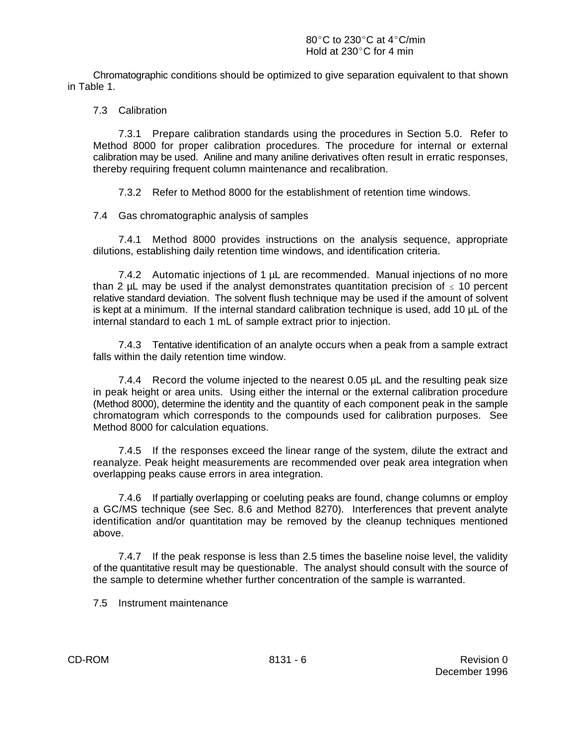80°C to 230°C at 4°C/min
Hold at 230°C for 4 min

Chromatographic conditions should be optimized to give separation equivalent to that shown in Table 1.

7.3 Calibration

7.3.1 Prepare calibration standards using the procedures in Section 5.0. Refer to Method 8000 for proper calibration procedures. The procedure for internal or external calibration may be used. Aniline and many aniline derivatives often result in erratic responses, thereby requiring frequent column maintenance and recalibration.

7.3.2 Refer to Method 8000 for the establishment of retention time windows.

7.4 Gas chromatographic analysis of samples

7.4.1 Method 8000 provides instructions on the analysis sequence, appropriate dilutions, establishing daily retention time windows, and identification criteria.

7.4.2 Automatic injections of 1 µL are recommended. Manual injections of no more than 2 µL may be used if the analyst demonstrates quantitation precision of $\leq$ 10 percent relative standard deviation. The solvent flush technique may be used if the amount of solvent is kept at a minimum. If the internal standard calibration technique is used, add 10 µL of the internal standard to each 1 mL of sample extract prior to injection.

7.4.3 Tentative identification of an analyte occurs when a peak from a sample extract falls within the daily retention time window.

7.4.4 Record the volume injected to the nearest 0.05 µL and the resulting peak size in peak height or area units. Using either the internal or the external calibration procedure (Method 8000), determine the identity and the quantity of each component peak in the sample chromatogram which corresponds to the compounds used for calibration purposes. See Method 8000 for calculation equations.

7.4.5 If the responses exceed the linear range of the system, dilute the extract and reanalyze. Peak height measurements are recommended over peak area integration when overlapping peaks cause errors in area integration.

7.4.6 If partially overlapping or coeluting peaks are found, change columns or employ a GC/MS technique (see Sec. 8.6 and Method 8270). Interferences that prevent analyte identification and/or quantitation may be removed by the cleanup techniques mentioned above.

7.4.7 If the peak response is less than 2.5 times the baseline noise level, the validity of the quantitative result may be questionable. The analyst should consult with the source of the sample to determine whether further concentration of the sample is warranted.

7.5 Instrument maintenance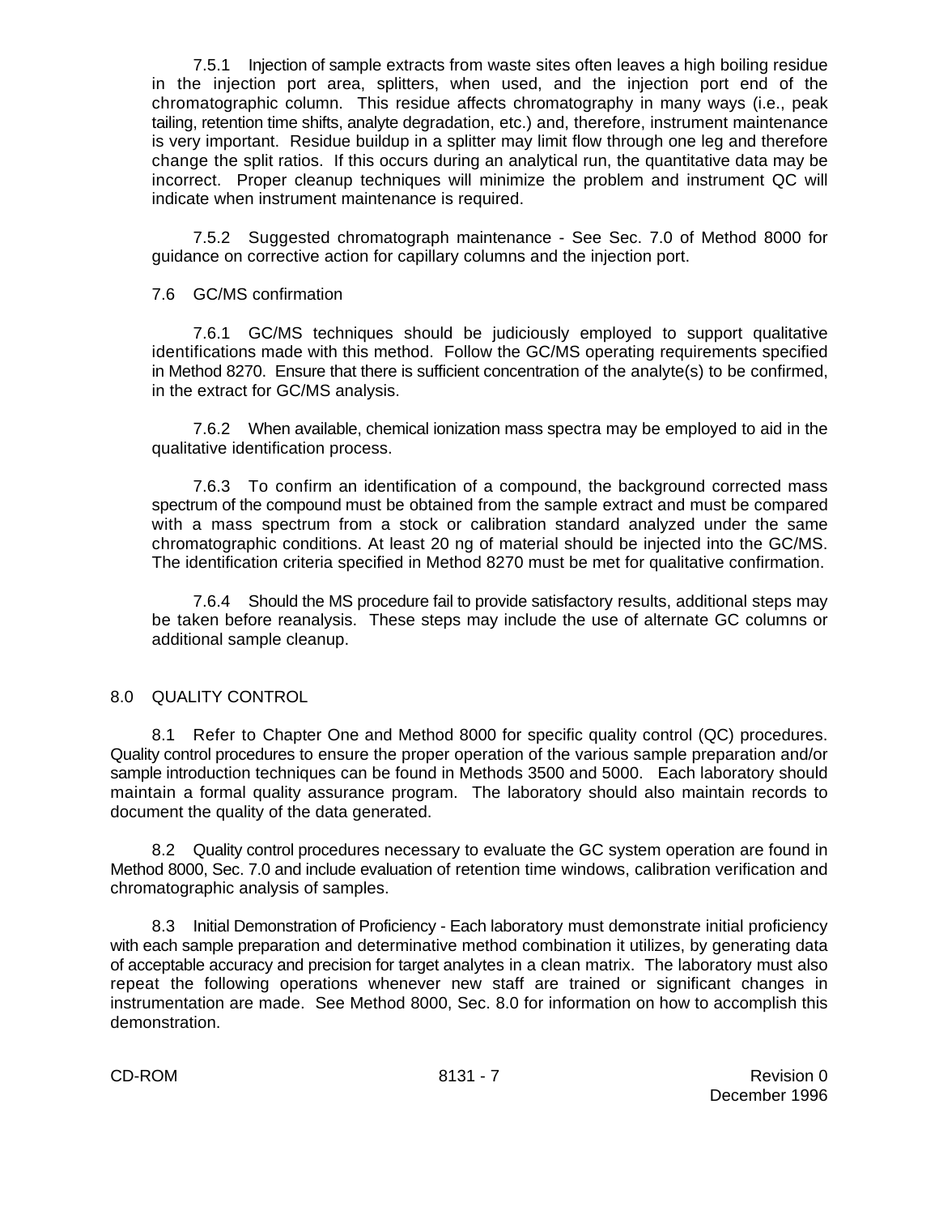7.5.1 Injection of sample extracts from waste sites often leaves a high boiling residue in the injection port area, splitters, when used, and the injection port end of the chromatographic column. This residue affects chromatography in many ways (i.e., peak tailing, retention time shifts, analyte degradation, etc.) and, therefore, instrument maintenance is very important. Residue buildup in a splitter may limit flow through one leg and therefore change the split ratios. If this occurs during an analytical run, the quantitative data may be incorrect. Proper cleanup techniques will minimize the problem and instrument QC will indicate when instrument maintenance is required.

7.5.2 Suggested chromatograph maintenance - See Sec. 7.0 of Method 8000 for guidance on corrective action for capillary columns and the injection port.

7.6 GC/MS confirmation

7.6.1 GC/MS techniques should be judiciously employed to support qualitative identifications made with this method. Follow the GC/MS operating requirements specified in Method 8270. Ensure that there is sufficient concentration of the analyte(s) to be confirmed, in the extract for GC/MS analysis.

7.6.2 When available, chemical ionization mass spectra may be employed to aid in the qualitative identification process.

7.6.3 To confirm an identification of a compound, the background corrected mass spectrum of the compound must be obtained from the sample extract and must be compared with a mass spectrum from a stock or calibration standard analyzed under the same chromatographic conditions. At least 20 ng of material should be injected into the GC/MS. The identification criteria specified in Method 8270 must be met for qualitative confirmation.

7.6.4 Should the MS procedure fail to provide satisfactory results, additional steps may be taken before reanalysis. These steps may include the use of alternate GC columns or additional sample cleanup.

## 8.0 QUALITY CONTROL

8.1 Refer to Chapter One and Method 8000 for specific quality control (QC) procedures. Quality control procedures to ensure the proper operation of the various sample preparation and/or sample introduction techniques can be found in Methods 3500 and 5000. Each laboratory should maintain a formal quality assurance program. The laboratory should also maintain records to document the quality of the data generated.

8.2 Quality control procedures necessary to evaluate the GC system operation are found in Method 8000, Sec. 7.0 and include evaluation of retention time windows, calibration verification and chromatographic analysis of samples.

8.3 Initial Demonstration of Proficiency - Each laboratory must demonstrate initial proficiency with each sample preparation and determinative method combination it utilizes, by generating data of acceptable accuracy and precision for target analytes in a clean matrix. The laboratory must also repeat the following operations whenever new staff are trained or significant changes in instrumentation are made. See Method 8000, Sec. 8.0 for information on how to accomplish this demonstration.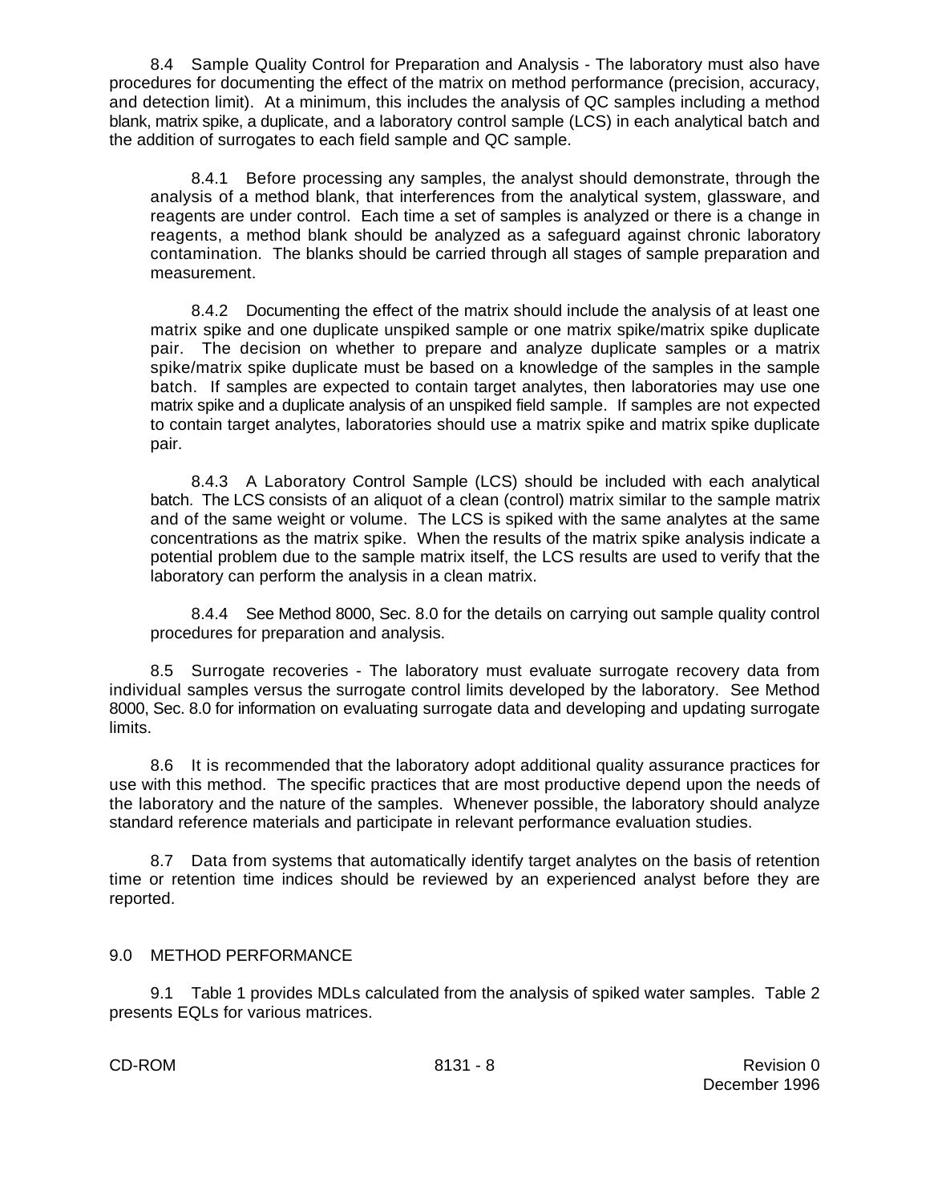8.4 Sample Quality Control for Preparation and Analysis - The laboratory must also have procedures for documenting the effect of the matrix on method performance (precision, accuracy, and detection limit). At a minimum, this includes the analysis of QC samples including a method blank, matrix spike, a duplicate, and a laboratory control sample (LCS) in each analytical batch and the addition of surrogates to each field sample and QC sample.

8.4.1 Before processing any samples, the analyst should demonstrate, through the analysis of a method blank, that interferences from the analytical system, glassware, and reagents are under control. Each time a set of samples is analyzed or there is a change in reagents, a method blank should be analyzed as a safeguard against chronic laboratory contamination. The blanks should be carried through all stages of sample preparation and measurement.

8.4.2 Documenting the effect of the matrix should include the analysis of at least one matrix spike and one duplicate unspiked sample or one matrix spike/matrix spike duplicate pair. The decision on whether to prepare and analyze duplicate samples or a matrix spike/matrix spike duplicate must be based on a knowledge of the samples in the sample batch. If samples are expected to contain target analytes, then laboratories may use one matrix spike and a duplicate analysis of an unspiked field sample. If samples are not expected to contain target analytes, laboratories should use a matrix spike and matrix spike duplicate pair.

8.4.3 A Laboratory Control Sample (LCS) should be included with each analytical batch. The LCS consists of an aliquot of a clean (control) matrix similar to the sample matrix and of the same weight or volume. The LCS is spiked with the same analytes at the same concentrations as the matrix spike. When the results of the matrix spike analysis indicate a potential problem due to the sample matrix itself, the LCS results are used to verify that the laboratory can perform the analysis in a clean matrix.

8.4.4 See Method 8000, Sec. 8.0 for the details on carrying out sample quality control procedures for preparation and analysis.

8.5 Surrogate recoveries - The laboratory must evaluate surrogate recovery data from individual samples versus the surrogate control limits developed by the laboratory. See Method 8000, Sec. 8.0 for information on evaluating surrogate data and developing and updating surrogate limits.

8.6 It is recommended that the laboratory adopt additional quality assurance practices for use with this method. The specific practices that are most productive depend upon the needs of the laboratory and the nature of the samples. Whenever possible, the laboratory should analyze standard reference materials and participate in relevant performance evaluation studies.

8.7 Data from systems that automatically identify target analytes on the basis of retention time or retention time indices should be reviewed by an experienced analyst before they are reported.

## 9.0 METHOD PERFORMANCE

9.1 Table 1 provides MDLs calculated from the analysis of spiked water samples. Table 2 presents EQLs for various matrices.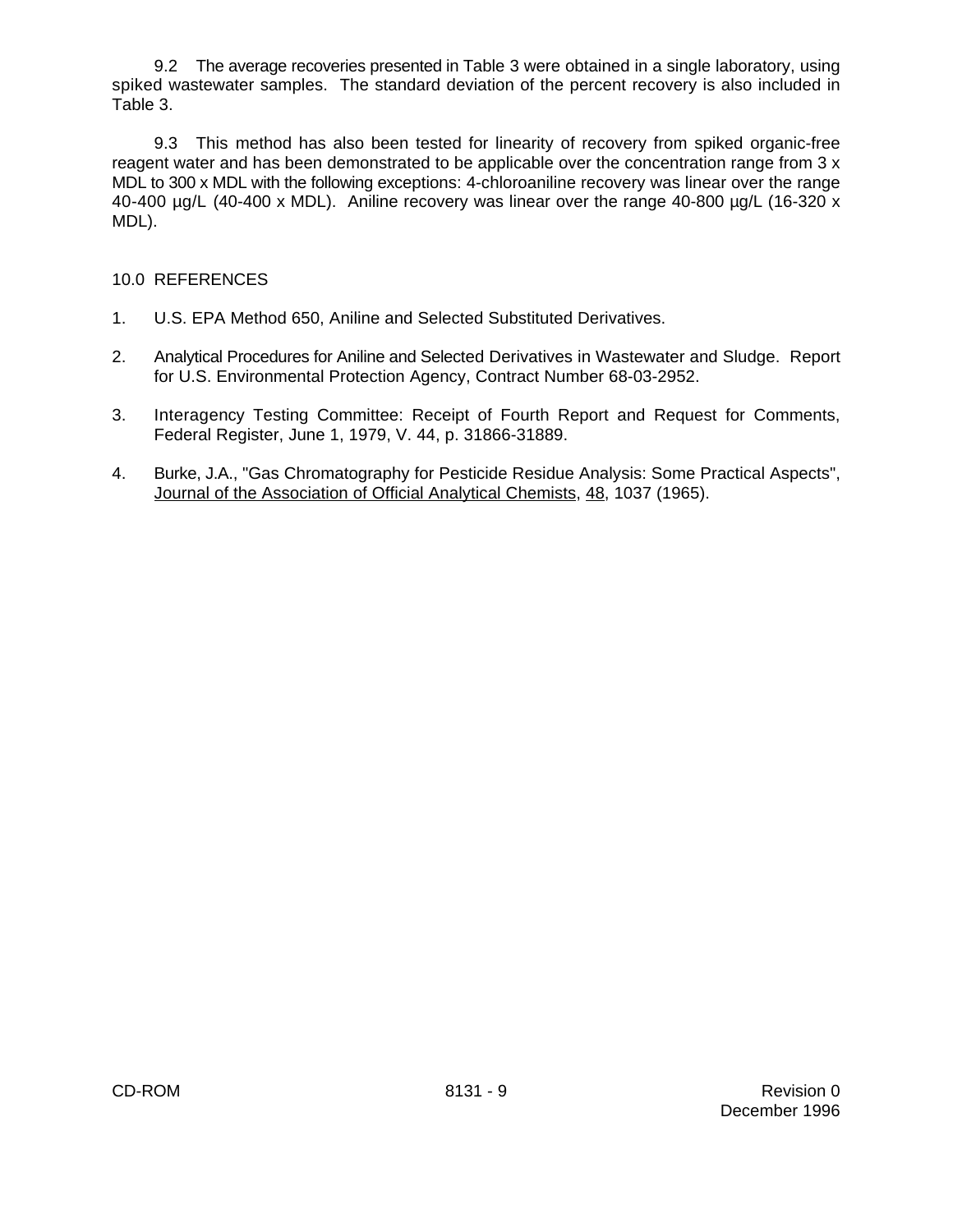9.2 The average recoveries presented in Table 3 were obtained in a single laboratory, using spiked wastewater samples. The standard deviation of the percent recovery is also included in Table 3.

9.3 This method has also been tested for linearity of recovery from spiked organic-free reagent water and has been demonstrated to be applicable over the concentration range from 3 x MDL to 300 x MDL with the following exceptions: 4-chloroaniline recovery was linear over the range 40-400 µg/L (40-400 x MDL). Aniline recovery was linear over the range 40-800 µg/L (16-320 x MDL).

## 10.0 REFERENCES

1. U.S. EPA Method 650, Aniline and Selected Substituted Derivatives.

2. Analytical Procedures for Aniline and Selected Derivatives in Wastewater and Sludge. Report for U.S. Environmental Protection Agency, Contract Number 68-03-2952.

3. Interagency Testing Committee: Receipt of Fourth Report and Request for Comments, Federal Register, June 1, 1979, V. 44, p. 31866-31889.

4. Burke, J.A., "Gas Chromatography for Pesticide Residue Analysis: Some Practical Aspects", Journal of the Association of Official Analytical Chemists, 48, 1037 (1965).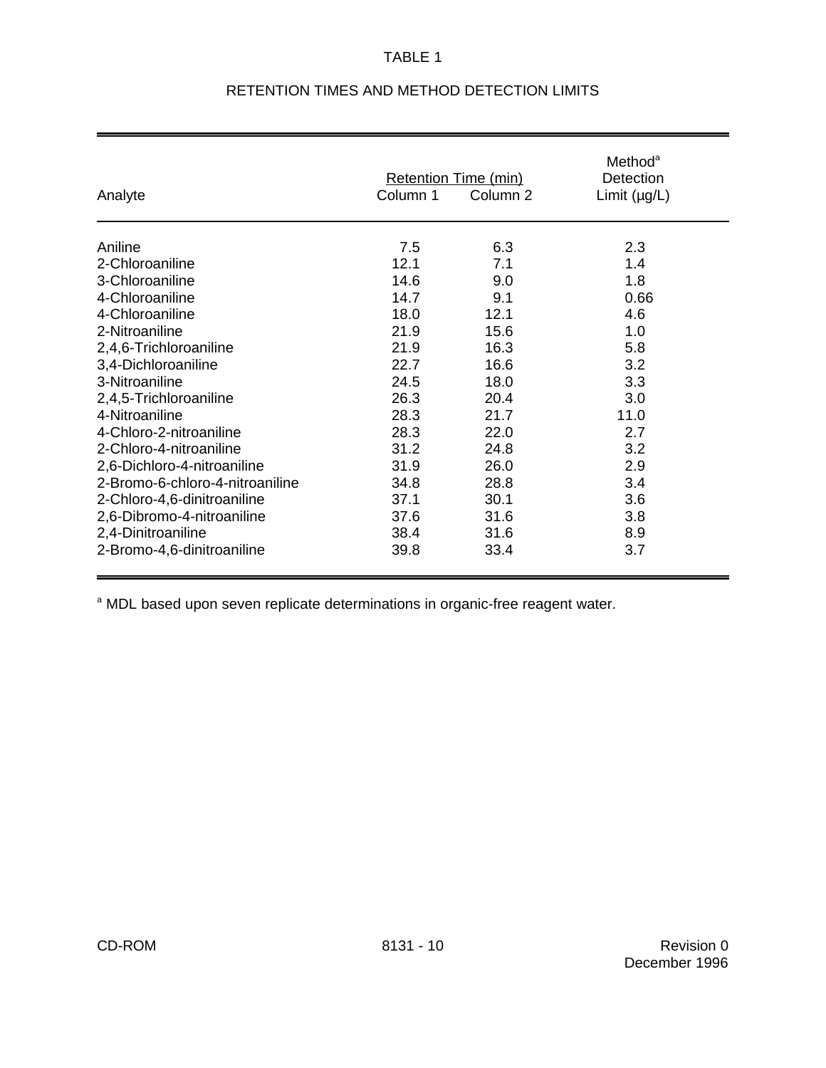TABLE 1

RETENTION TIMES AND METHOD DETECTION LIMITS

| Analyte | Retention Time (min) | | Method[a] Detection Limit (µg/L) |
|---|---|---|---|
| | Column 1 | Column 2 | |
| Aniline | 7.5 | 6.3 | 2.3 |
| 2-Chloroaniline | 12.1 | 7.1 | 1.4 |
| 3-Chloroaniline | 14.6 | 9.0 | 1.8 |
| 4-Chloroaniline | 14.7 | 9.1 | 0.66 |
| 4-Chloroaniline | 18.0 | 12.1 | 4.6 |
| 2-Nitroaniline | 21.9 | 15.6 | 1.0 |
| 2,4,6-Trichloroaniline | 21.9 | 16.3 | 5.8 |
| 3,4-Dichloroaniline | 22.7 | 16.6 | 3.2 |
| 3-Nitroaniline | 24.5 | 18.0 | 3.3 |
| 2,4,5-Trichloroaniline | 26.3 | 20.4 | 3.0 |
| 4-Nitroaniline | 28.3 | 21.7 | 11.0 |
| 4-Chloro-2-nitroaniline | 28.3 | 22.0 | 2.7 |
| 2-Chloro-4-nitroaniline | 31.2 | 24.8 | 3.2 |
| 2,6-Dichloro-4-nitroaniline | 31.9 | 26.0 | 2.9 |
| 2-Bromo-6-chloro-4-nitroaniline | 34.8 | 28.8 | 3.4 |
| 2-Chloro-4,6-dinitroaniline | 37.1 | 30.1 | 3.6 |
| 2,6-Dibromo-4-nitroaniline | 37.6 | 31.6 | 3.8 |
| 2,4-Dinitroaniline | 38.4 | 31.6 | 8.9 |
| 2-Bromo-4,6-dinitroaniline | 39.8 | 33.4 | 3.7 |

[a] MDL based upon seven replicate determinations in organic-free reagent water.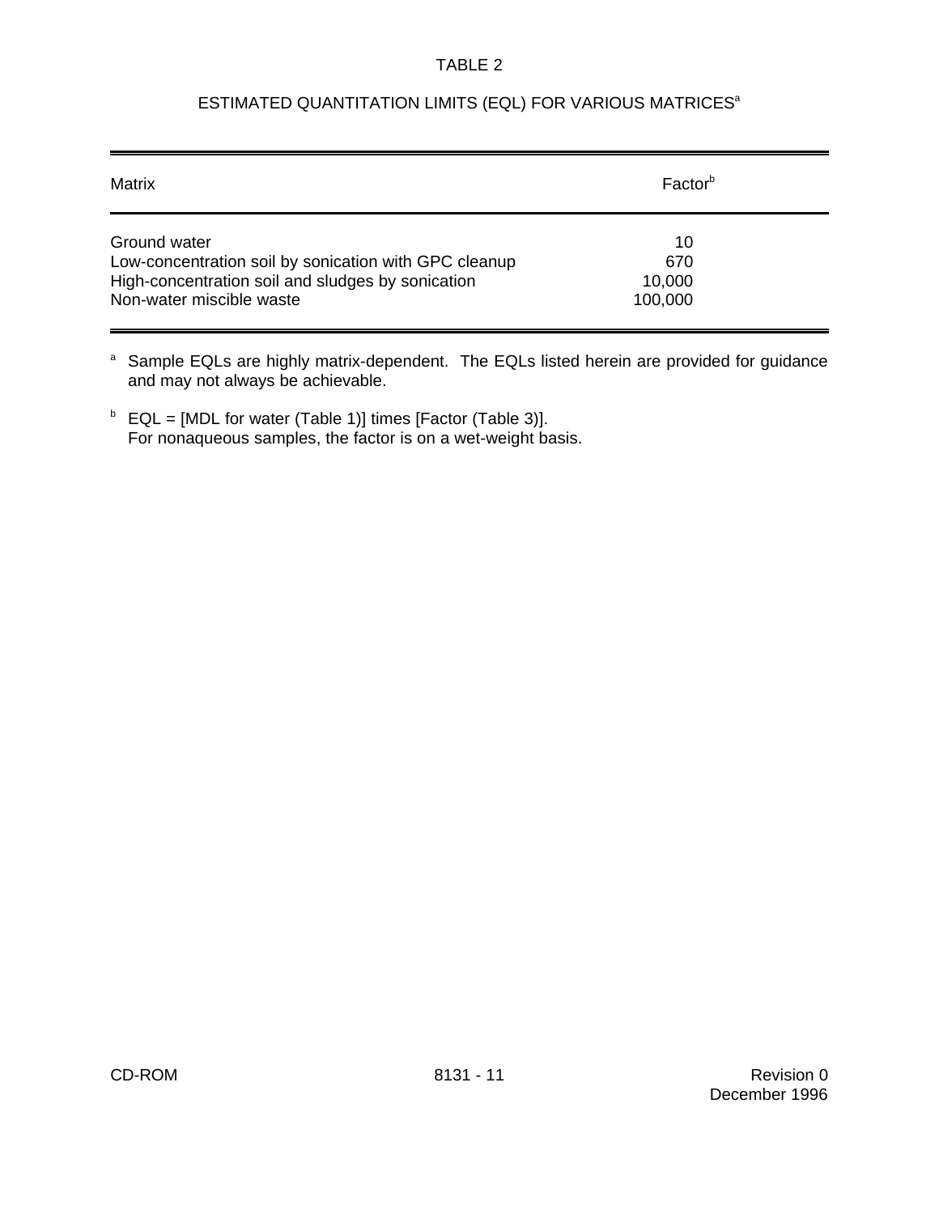TABLE 2

ESTIMATED QUANTITATION LIMITS (EQL) FOR VARIOUS MATRICES[a]

| Matrix | Factor[b] |
|---|---|
| Ground water | 10 |
| Low-concentration soil by sonication with GPC cleanup | 670 |
| High-concentration soil and sludges by sonication | 10,000 |
| Non-water miscible waste | 100,000 |

[a] Sample EQLs are highly matrix-dependent. The EQLs listed herein are provided for guidance and may not always be achievable.

[b] EQL = [MDL for water (Table 1)] times [Factor (Table 3)].
For nonaqueous samples, the factor is on a wet-weight basis.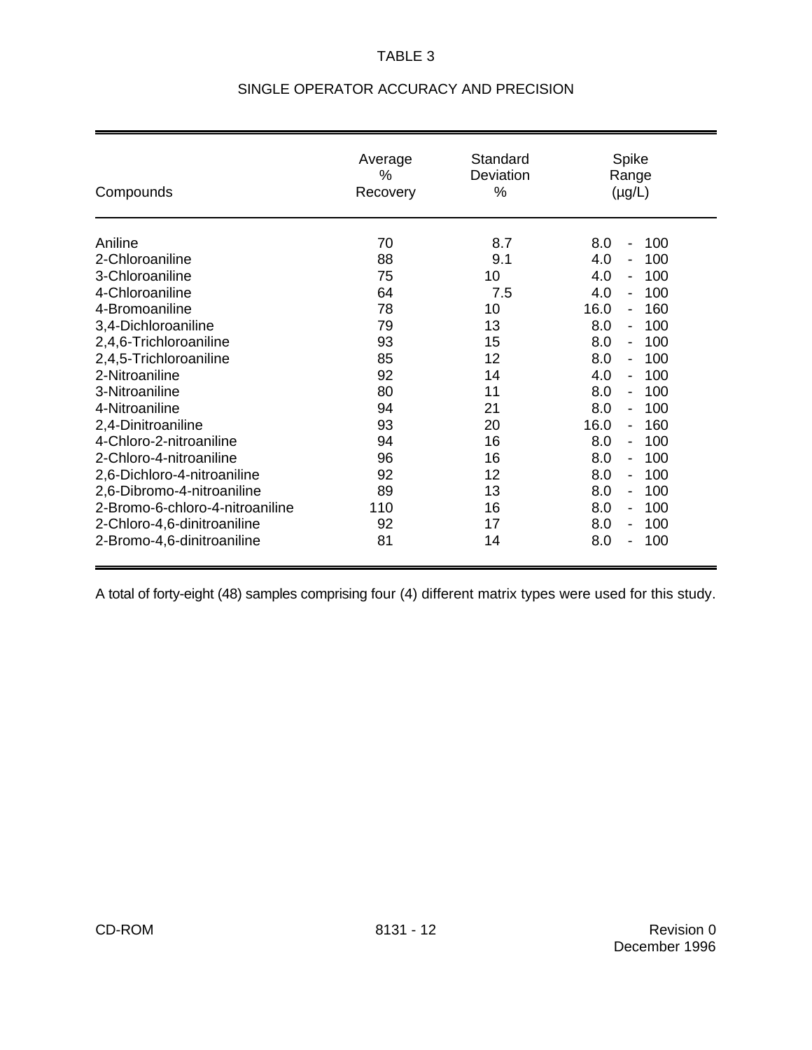TABLE 3

SINGLE OPERATOR ACCURACY AND PRECISION

| Compounds | Average % Recovery | Standard Deviation % | Spike Range (µg/L) |
|---|---|---|---|
| Aniline | 70 | 8.7 | 8.0 - 100 |
| 2-Chloroaniline | 88 | 9.1 | 4.0 - 100 |
| 3-Chloroaniline | 75 | 10 | 4.0 - 100 |
| 4-Chloroaniline | 64 | 7.5 | 4.0 - 100 |
| 4-Bromoaniline | 78 | 10 | 16.0 - 160 |
| 3,4-Dichloroaniline | 79 | 13 | 8.0 - 100 |
| 2,4,6-Trichloroaniline | 93 | 15 | 8.0 - 100 |
| 2,4,5-Trichloroaniline | 85 | 12 | 8.0 - 100 |
| 2-Nitroaniline | 92 | 14 | 4.0 - 100 |
| 3-Nitroaniline | 80 | 11 | 8.0 - 100 |
| 4-Nitroaniline | 94 | 21 | 8.0 - 100 |
| 2,4-Dinitroaniline | 93 | 20 | 16.0 - 160 |
| 4-Chloro-2-nitroaniline | 94 | 16 | 8.0 - 100 |
| 2-Chloro-4-nitroaniline | 96 | 16 | 8.0 - 100 |
| 2,6-Dichloro-4-nitroaniline | 92 | 12 | 8.0 - 100 |
| 2,6-Dibromo-4-nitroaniline | 89 | 13 | 8.0 - 100 |
| 2-Bromo-6-chloro-4-nitroaniline | 110 | 16 | 8.0 - 100 |
| 2-Chloro-4,6-dinitroaniline | 92 | 17 | 8.0 - 100 |
| 2-Bromo-4,6-dinitroaniline | 81 | 14 | 8.0 - 100 |

A total of forty-eight (48) samples comprising four (4) different matrix types were used for this study.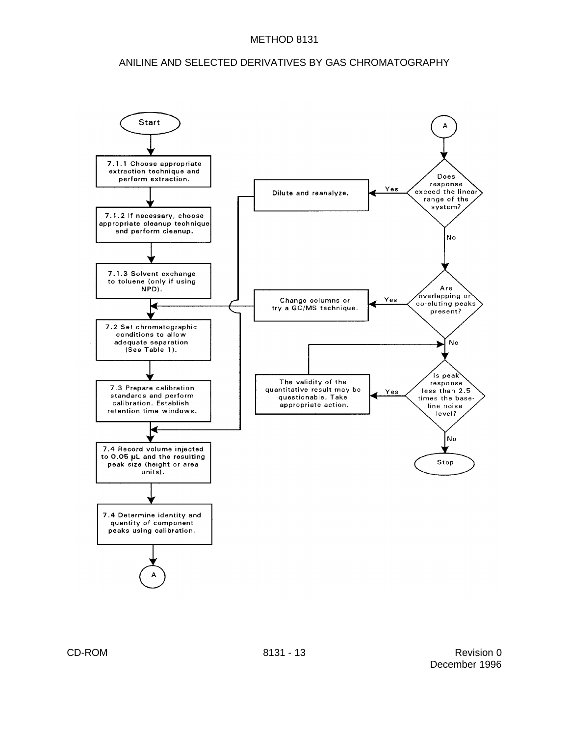# METHOD 8131

## ANILINE AND SELECTED DERIVATIVES BY GAS CHROMATOGRAPHY

Start

7.1.1 Choose appropriate extraction technique and perform extraction.

7.1.2 If necessary, choose appropriate cleanup technique and perform cleanup.

7.1.3 Solvent exchange to toluene (only if using NPD).

7.2 Set chromatographic conditions to allow adequate separation (See Table 1).

7.3 Prepare calibration standards and perform calibration. Establish retention time windows.

7.4 Record volume injected to 0.05 µL and the resulting peak size (height or area units).

7.4 Determine identity and quantity of component peaks using calibration.

A

A

Does response exceed the linear range of the system?

Yes

Dilute and reanalyze.

No

Are overlapping or co-eluting peaks present?

Yes

Change columns or try a GC/MS technique.

No

Is peak response less than 2.5 times the base-line noise level?

Yes

The validity of the quantitative result may be questionable. Take appropriate action.

No

Stop